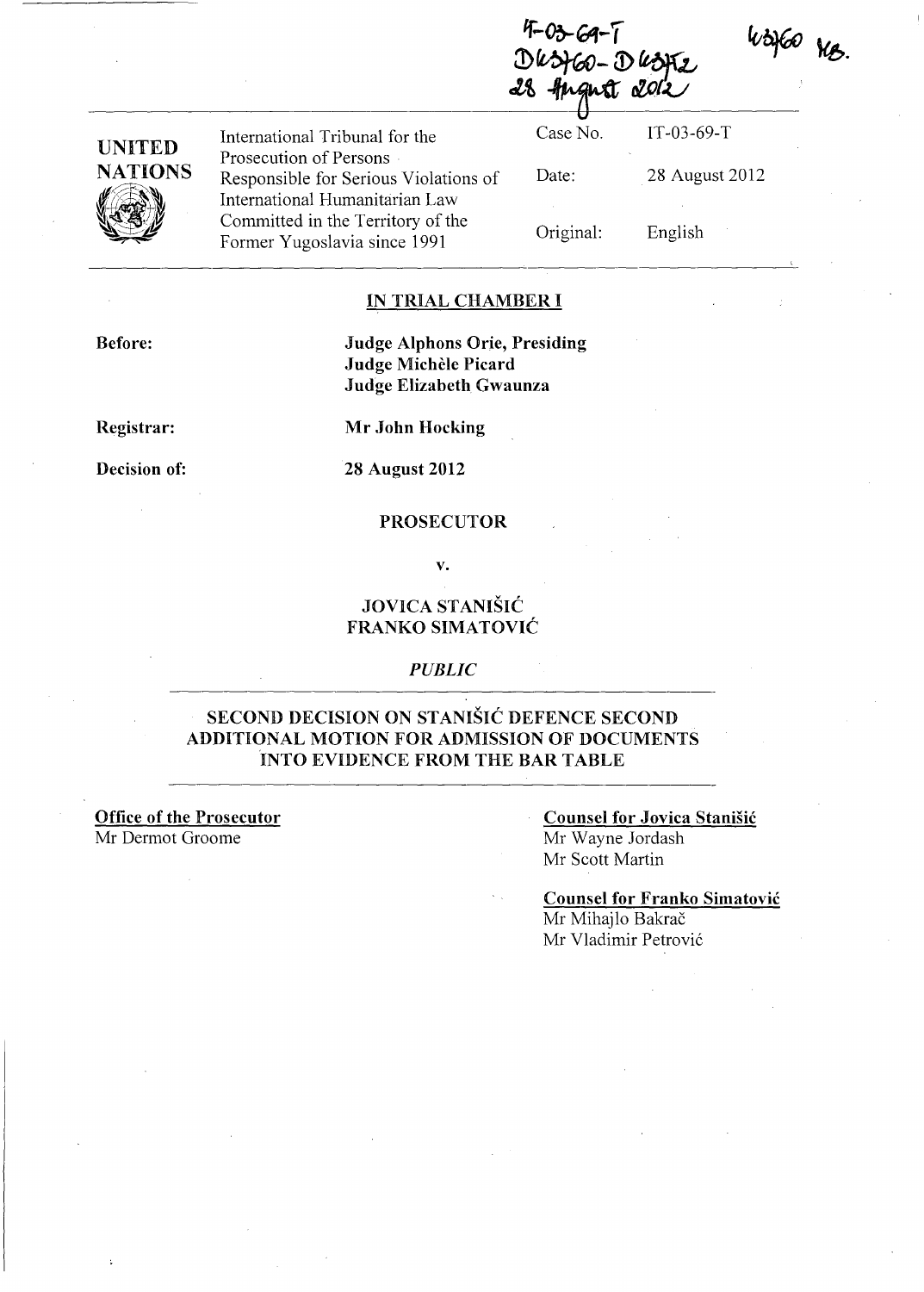IT-03-69-T
D43760 - D43752
28 August 2012

43760 KB.

| UNITED NATIONS | International Tribunal for the Prosecution of Persons Responsible for Serious Violations of International Humanitarian Law Committed in the Territory of the Former Yugoslavia since 1991 | Case No. | IT-03-69-T |
|---|---|---|---|
| | | Date: | 28 August 2012 |
| | | Original: | English |

**IN TRIAL CHAMBER I**

**Before:**

**Judge Alphons Orie, Presiding**
**Judge Michèle Picard**
**Judge Elizabeth Gwaunza**

**Registrar:** **Mr John Hocking**

**Decision of:** **28 August 2012**

**PROSECUTOR**

**v.**

**JOVICA STANIŠIĆ**
**FRANKO SIMATOVIĆ**

*PUBLIC*

## SECOND DECISION ON STANIŠIĆ DEFENCE SECOND ADDITIONAL MOTION FOR ADMISSION OF DOCUMENTS INTO EVIDENCE FROM THE BAR TABLE

**Office of the Prosecutor**
Mr Dermot Groome

**Counsel for Jovica Stanišić**
Mr Wayne Jordash
Mr Scott Martin

**Counsel for Franko Simatović**
Mr Mihajlo Bakrač
Mr Vladimir Petrović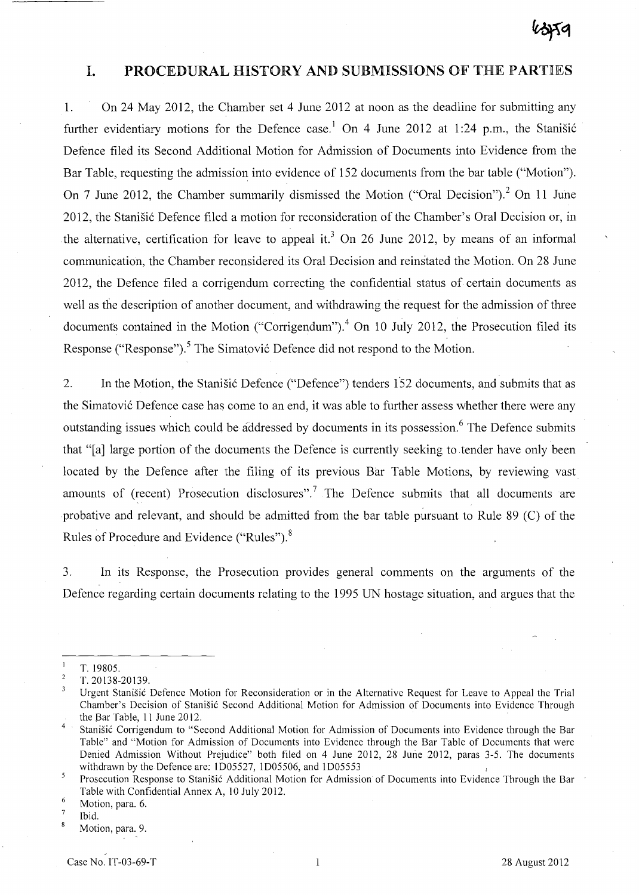# I. PROCEDURAL HISTORY AND SUBMISSIONS OF THE PARTIES

1. On 24 May 2012, the Chamber set 4 June 2012 at noon as the deadline for submitting any further evidentiary motions for the Defence case.[1] On 4 June 2012 at 1:24 p.m., the Stanišić Defence filed its Second Additional Motion for Admission of Documents into Evidence from the Bar Table, requesting the admission into evidence of 152 documents from the bar table ("Motion"). On 7 June 2012, the Chamber summarily dismissed the Motion ("Oral Decision").[2] On 11 June 2012, the Stanišić Defence filed a motion for reconsideration of the Chamber's Oral Decision or, in the alternative, certification for leave to appeal it.[3] On 26 June 2012, by means of an informal communication, the Chamber reconsidered its Oral Decision and reinstated the Motion. On 28 June 2012, the Defence filed a corrigendum correcting the confidential status of certain documents as well as the description of another document, and withdrawing the request for the admission of three documents contained in the Motion ("Corrigendum").[4] On 10 July 2012, the Prosecution filed its Response ("Response").[5] The Simatović Defence did not respond to the Motion.

2. In the Motion, the Stanišić Defence ("Defence") tenders 152 documents, and submits that as the Simatović Defence case has come to an end, it was able to further assess whether there were any outstanding issues which could be addressed by documents in its possession.[6] The Defence submits that "[a] large portion of the documents the Defence is currently seeking to tender have only been located by the Defence after the filing of its previous Bar Table Motions, by reviewing vast amounts of (recent) Prosecution disclosures".[7] The Defence submits that all documents are probative and relevant, and should be admitted from the bar table pursuant to Rule 89 (C) of the Rules of Procedure and Evidence ("Rules").[8]

3. In its Response, the Prosecution provides general comments on the arguments of the Defence regarding certain documents relating to the 1995 UN hostage situation, and argues that the

---

[1] T. 19805.

[2] T. 20138-20139.

[3] Urgent Stanišić Defence Motion for Reconsideration or in the Alternative Request for Leave to Appeal the Trial Chamber's Decision of Stanišić Second Additional Motion for Admission of Documents into Evidence Through the Bar Table, 11 June 2012.

[4] Stanišić Corrigendum to "Second Additional Motion for Admission of Documents into Evidence through the Bar Table" and "Motion for Admission of Documents into Evidence through the Bar Table of Documents that were Denied Admission Without Prejudice" both filed on 4 June 2012, 28 June 2012, paras 3-5. The documents withdrawn by the Defence are: 1D05527, 1D05506, and 1D05553

[5] Prosecution Response to Stanišić Additional Motion for Admission of Documents into Evidence Through the Bar Table with Confidential Annex A, 10 July 2012.

[6] Motion, para. 6.

[7] Ibid.

[8] Motion, para. 9.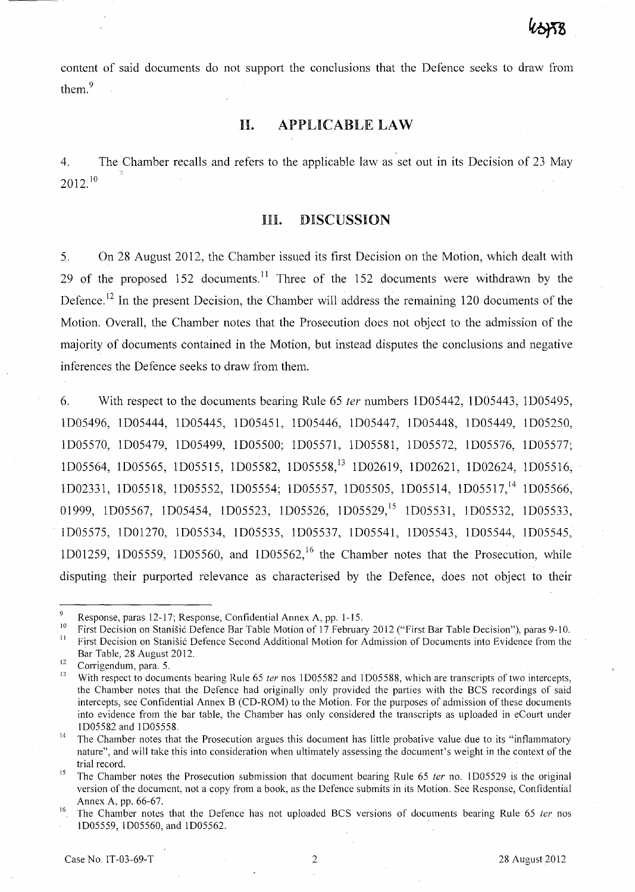content of said documents do not support the conclusions that the Defence seeks to draw from them.[9]

## II. APPLICABLE LAW

4. The Chamber recalls and refers to the applicable law as set out in its Decision of 23 May 2012.[10]

## III. DISCUSSION

5. On 28 August 2012, the Chamber issued its first Decision on the Motion, which dealt with 29 of the proposed 152 documents.[11] Three of the 152 documents were withdrawn by the Defence.[12] In the present Decision, the Chamber will address the remaining 120 documents of the Motion. Overall, the Chamber notes that the Prosecution does not object to the admission of the majority of documents contained in the Motion, but instead disputes the conclusions and negative inferences the Defence seeks to draw from them.

6. With respect to the documents bearing Rule 65 *ter* numbers 1D05442, 1D05443, 1D05495, 1D05496, 1D05444, 1D05445, 1D05451, 1D05446, 1D05447, 1D05448, 1D05449, 1D05250, 1D05570, 1D05479, 1D05499, 1D05500; 1D05571, 1D05581, 1D05572, 1D05576, 1D05577; 1D05564, 1D05565, 1D05515, 1D05582, 1D05558,[13] 1D02619, 1D02621, 1D02624, 1D05516, 1D02331, 1D05518, 1D05552, 1D05554; 1D05557, 1D05505, 1D05514, 1D05517,[14] 1D05566, 01999, 1D05567, 1D05454, 1D05523, 1D05526, 1D05529,[15] 1D05531, 1D05532, 1D05533, 1D05575, 1D01270, 1D05534, 1D05535, 1D05537, 1D05541, 1D05543, 1D05544, 1D05545, 1D01259, 1D05559, 1D05560, and 1D05562,[16] the Chamber notes that the Prosecution, while disputing their purported relevance as characterised by the Defence, does not object to their

---

[9] Response, paras 12-17; Response, Confidential Annex A, pp. 1-15.

[10] First Decision on Stanišić Defence Bar Table Motion of 17 February 2012 ("First Bar Table Decision"), paras 9-10.

[11] First Decision on Stanišić Defence Second Additional Motion for Admission of Documents into Evidence from the Bar Table, 28 August 2012.

[12] Corrigendum, para. 5.

[13] With respect to documents bearing Rule 65 *ter* nos 1D05582 and 1D05588, which are transcripts of two intercepts, the Chamber notes that the Defence had originally only provided the parties with the BCS recordings of said intercepts, see Confidential Annex B (CD-ROM) to the Motion. For the purposes of admission of these documents into evidence from the bar table, the Chamber has only considered the transcripts as uploaded in eCourt under 1D05582 and 1D05558.

[14] The Chamber notes that the Prosecution argues this document has little probative value due to its "inflammatory nature", and will take this into consideration when ultimately assessing the document's weight in the context of the trial record.

[15] The Chamber notes the Prosecution submission that document bearing Rule 65 *ter* no. 1D05529 is the original version of the document, not a copy from a book, as the Defence submits in its Motion. See Response, Confidential Annex A, pp. 66-67.

[16] The Chamber notes that the Defence has not uploaded BCS versions of documents bearing Rule 65 *ter* nos 1D05559, 1D05560, and 1D05562.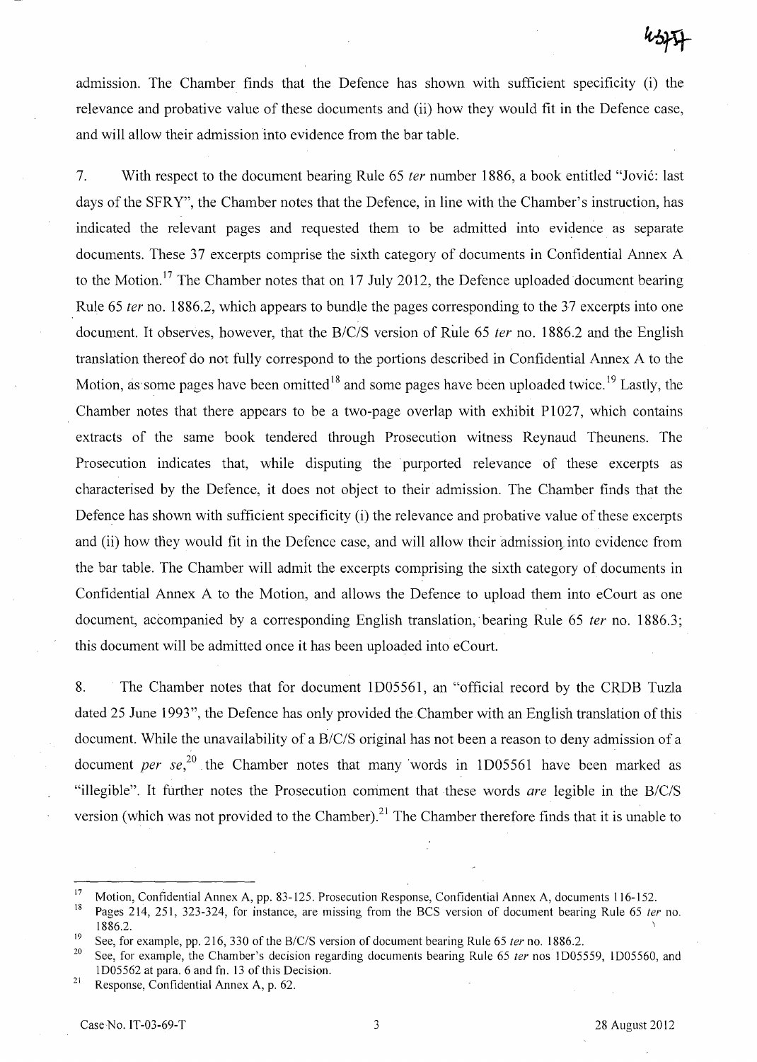admission. The Chamber finds that the Defence has shown with sufficient specificity (i) the relevance and probative value of these documents and (ii) how they would fit in the Defence case, and will allow their admission into evidence from the bar table.

7. With respect to the document bearing Rule 65 *ter* number 1886, a book entitled "Jović: last days of the SFRY", the Chamber notes that the Defence, in line with the Chamber's instruction, has indicated the relevant pages and requested them to be admitted into evidence as separate documents. These 37 excerpts comprise the sixth category of documents in Confidential Annex A to the Motion.[17] The Chamber notes that on 17 July 2012, the Defence uploaded document bearing Rule 65 *ter* no. 1886.2, which appears to bundle the pages corresponding to the 37 excerpts into one document. It observes, however, that the B/C/S version of Rule 65 *ter* no. 1886.2 and the English translation thereof do not fully correspond to the portions described in Confidential Annex A to the Motion, as some pages have been omitted[18] and some pages have been uploaded twice.[19] Lastly, the Chamber notes that there appears to be a two-page overlap with exhibit P1027, which contains extracts of the same book tendered through Prosecution witness Reynaud Theunens. The Prosecution indicates that, while disputing the purported relevance of these excerpts as characterised by the Defence, it does not object to their admission. The Chamber finds that the Defence has shown with sufficient specificity (i) the relevance and probative value of these excerpts and (ii) how they would fit in the Defence case, and will allow their admission into evidence from the bar table. The Chamber will admit the excerpts comprising the sixth category of documents in Confidential Annex A to the Motion, and allows the Defence to upload them into eCourt as one document, accompanied by a corresponding English translation, bearing Rule 65 *ter* no. 1886.3; this document will be admitted once it has been uploaded into eCourt.

8. The Chamber notes that for document 1D05561, an "official record by the CRDB Tuzla dated 25 June 1993", the Defence has only provided the Chamber with an English translation of this document. While the unavailability of a B/C/S original has not been a reason to deny admission of a document *per se*,[20] the Chamber notes that many words in 1D05561 have been marked as "illegible". It further notes the Prosecution comment that these words *are* legible in the B/C/S version (which was not provided to the Chamber).[21] The Chamber therefore finds that it is unable to

---

[17] Motion, Confidential Annex A, pp. 83-125. Prosecution Response, Confidential Annex A, documents 116-152.

[18] Pages 214, 251, 323-324, for instance, are missing from the BCS version of document bearing Rule 65 *ter* no. 1886.2.

[19] See, for example, pp. 216, 330 of the B/C/S version of document bearing Rule 65 *ter* no. 1886.2.

[20] See, for example, the Chamber's decision regarding documents bearing Rule 65 *ter* nos 1D05559, 1D05560, and 1D05562 at para. 6 and fn. 13 of this Decision.

[21] Response, Confidential Annex A, p. 62.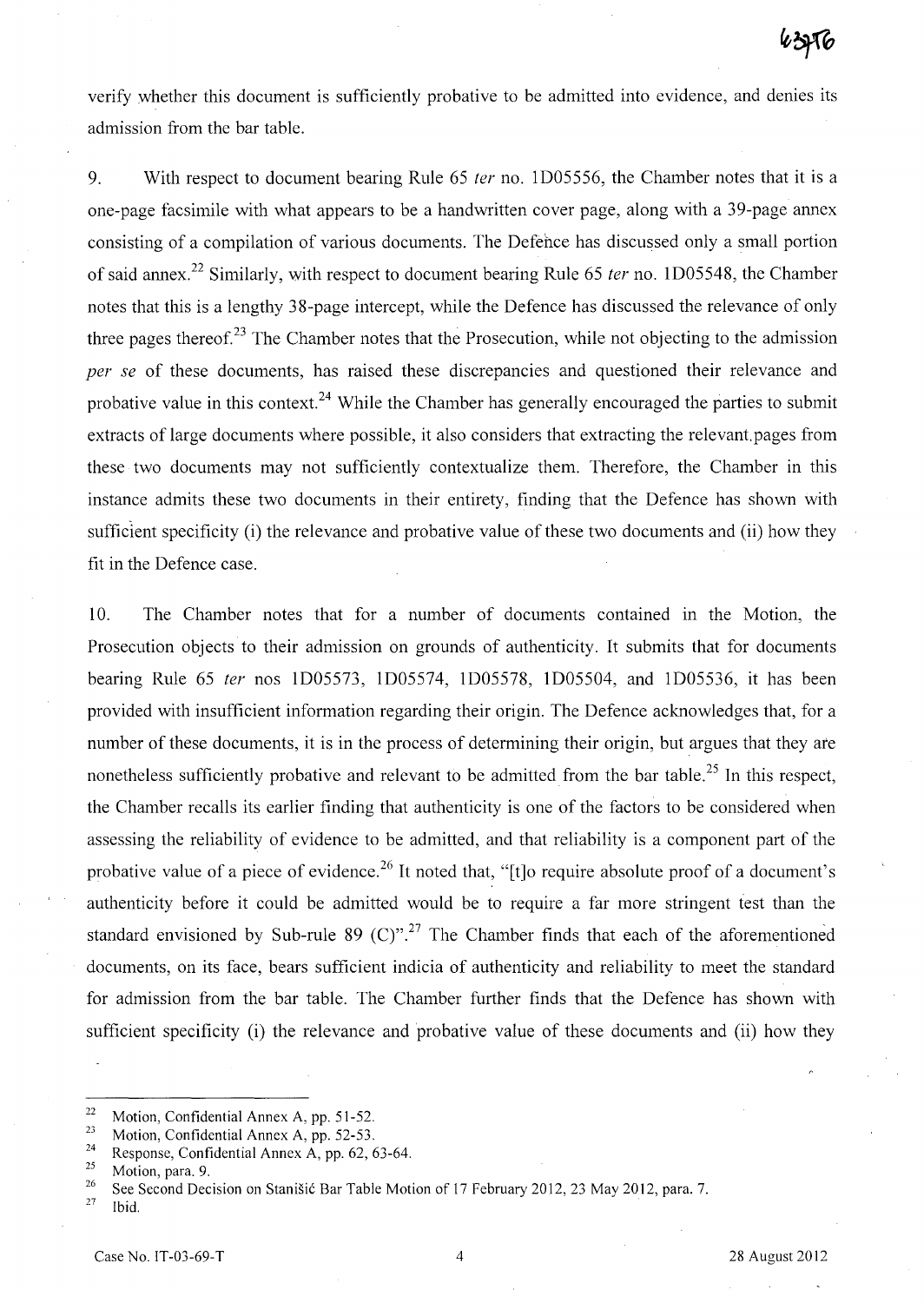verify whether this document is sufficiently probative to be admitted into evidence, and denies its admission from the bar table.

9. With respect to document bearing Rule 65 *ter* no. 1D05556, the Chamber notes that it is a one-page facsimile with what appears to be a handwritten cover page, along with a 39-page annex consisting of a compilation of various documents. The Defence has discussed only a small portion of said annex.[22] Similarly, with respect to document bearing Rule 65 *ter* no. 1D05548, the Chamber notes that this is a lengthy 38-page intercept, while the Defence has discussed the relevance of only three pages thereof.[23] The Chamber notes that the Prosecution, while not objecting to the admission *per se* of these documents, has raised these discrepancies and questioned their relevance and probative value in this context.[24] While the Chamber has generally encouraged the parties to submit extracts of large documents where possible, it also considers that extracting the relevant pages from these two documents may not sufficiently contextualize them. Therefore, the Chamber in this instance admits these two documents in their entirety, finding that the Defence has shown with sufficient specificity (i) the relevance and probative value of these two documents and (ii) how they fit in the Defence case.

10. The Chamber notes that for a number of documents contained in the Motion, the Prosecution objects to their admission on grounds of authenticity. It submits that for documents bearing Rule 65 *ter* nos 1D05573, 1D05574, 1D05578, 1D05504, and 1D05536, it has been provided with insufficient information regarding their origin. The Defence acknowledges that, for a number of these documents, it is in the process of determining their origin, but argues that they are nonetheless sufficiently probative and relevant to be admitted from the bar table.[25] In this respect, the Chamber recalls its earlier finding that authenticity is one of the factors to be considered when assessing the reliability of evidence to be admitted, and that reliability is a component part of the probative value of a piece of evidence.[26] It noted that, "[t]o require absolute proof of a document's authenticity before it could be admitted would be to require a far more stringent test than the standard envisioned by Sub-rule 89 (C)".[27] The Chamber finds that each of the aforementioned documents, on its face, bears sufficient indicia of authenticity and reliability to meet the standard for admission from the bar table. The Chamber further finds that the Defence has shown with sufficient specificity (i) the relevance and probative value of these documents and (ii) how they

---

22 Motion, Confidential Annex A, pp. 51-52.

23 Motion, Confidential Annex A, pp. 52-53.

24 Response, Confidential Annex A, pp. 62, 63-64.

25 Motion, para. 9.

26 See Second Decision on Stanišić Bar Table Motion of 17 February 2012, 23 May 2012, para. 7.

27 Ibid.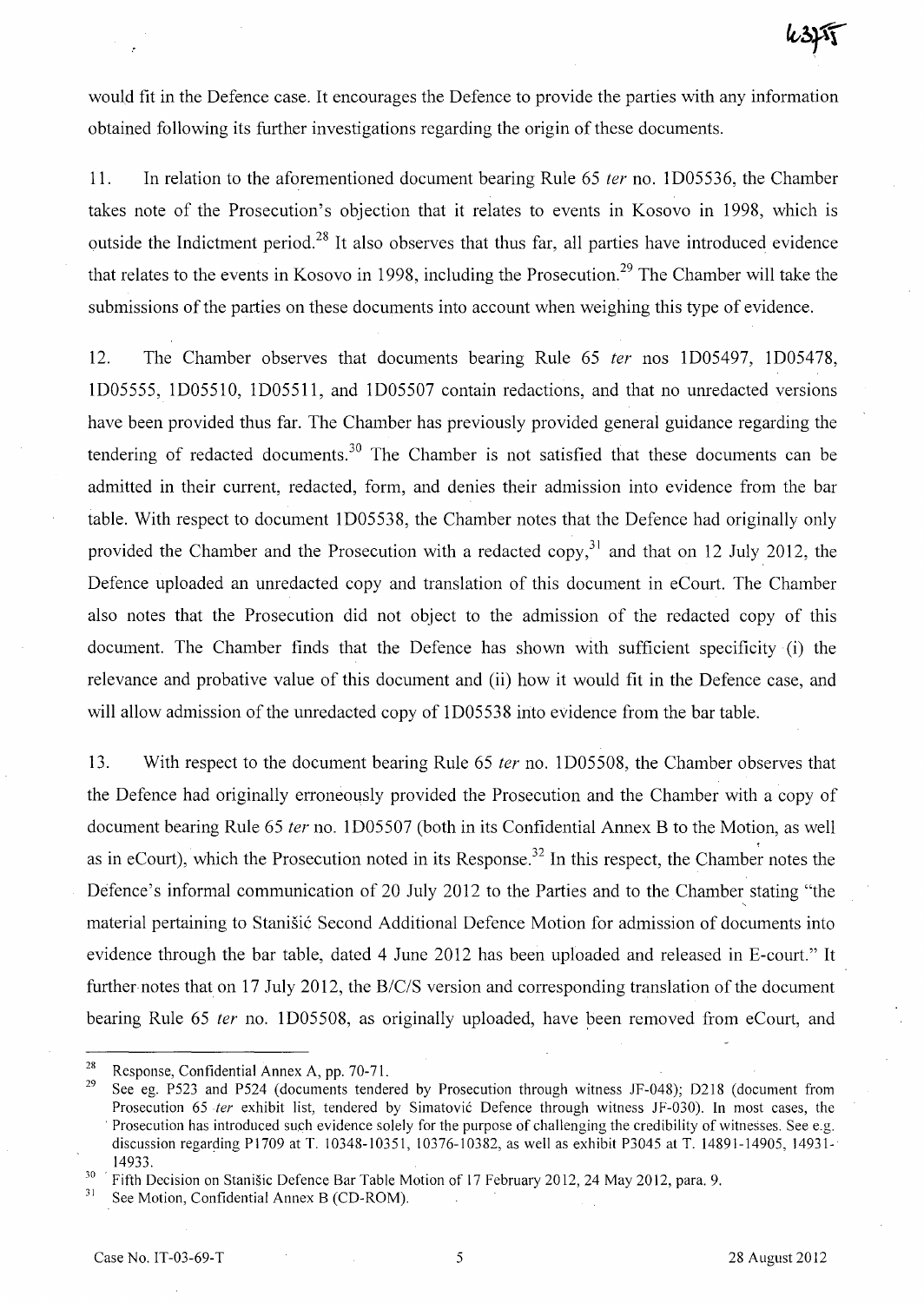would fit in the Defence case. It encourages the Defence to provide the parties with any information obtained following its further investigations regarding the origin of these documents.

11. In relation to the aforementioned document bearing Rule 65 *ter* no. 1D05536, the Chamber takes note of the Prosecution's objection that it relates to events in Kosovo in 1998, which is outside the Indictment period.[28] It also observes that thus far, all parties have introduced evidence that relates to the events in Kosovo in 1998, including the Prosecution.[29] The Chamber will take the submissions of the parties on these documents into account when weighing this type of evidence.

12. The Chamber observes that documents bearing Rule 65 *ter* nos 1D05497, 1D05478, 1D05555, 1D05510, 1D05511, and 1D05507 contain redactions, and that no unredacted versions have been provided thus far. The Chamber has previously provided general guidance regarding the tendering of redacted documents.[30] The Chamber is not satisfied that these documents can be admitted in their current, redacted, form, and denies their admission into evidence from the bar table. With respect to document 1D05538, the Chamber notes that the Defence had originally only provided the Chamber and the Prosecution with a redacted copy,[31] and that on 12 July 2012, the Defence uploaded an unredacted copy and translation of this document in eCourt. The Chamber also notes that the Prosecution did not object to the admission of the redacted copy of this document. The Chamber finds that the Defence has shown with sufficient specificity (i) the relevance and probative value of this document and (ii) how it would fit in the Defence case, and will allow admission of the unredacted copy of 1D05538 into evidence from the bar table.

13. With respect to the document bearing Rule 65 *ter* no. 1D05508, the Chamber observes that the Defence had originally erroneously provided the Prosecution and the Chamber with a copy of document bearing Rule 65 *ter* no. 1D05507 (both in its Confidential Annex B to the Motion, as well as in eCourt), which the Prosecution noted in its Response.[32] In this respect, the Chamber notes the Defence's informal communication of 20 July 2012 to the Parties and to the Chamber stating "the material pertaining to Stanišić Second Additional Defence Motion for admission of documents into evidence through the bar table, dated 4 June 2012 has been uploaded and released in E-court." It further notes that on 17 July 2012, the B/C/S version and corresponding translation of the document bearing Rule 65 *ter* no. 1D05508, as originally uploaded, have been removed from eCourt, and

---

[28] Response, Confidential Annex A, pp. 70-71.

[29] See eg. P523 and P524 (documents tendered by Prosecution through witness JF-048); D218 (document from Prosecution 65 *ter* exhibit list, tendered by Simatović Defence through witness JF-030). In most cases, the Prosecution has introduced such evidence solely for the purpose of challenging the credibility of witnesses. See e.g. discussion regarding P1709 at T. 10348-10351, 10376-10382, as well as exhibit P3045 at T. 14891-14905, 14931-14933.

[30] Fifth Decision on Stanišic Defence Bar Table Motion of 17 February 2012, 24 May 2012, para. 9.

[31] See Motion, Confidential Annex B (CD-ROM).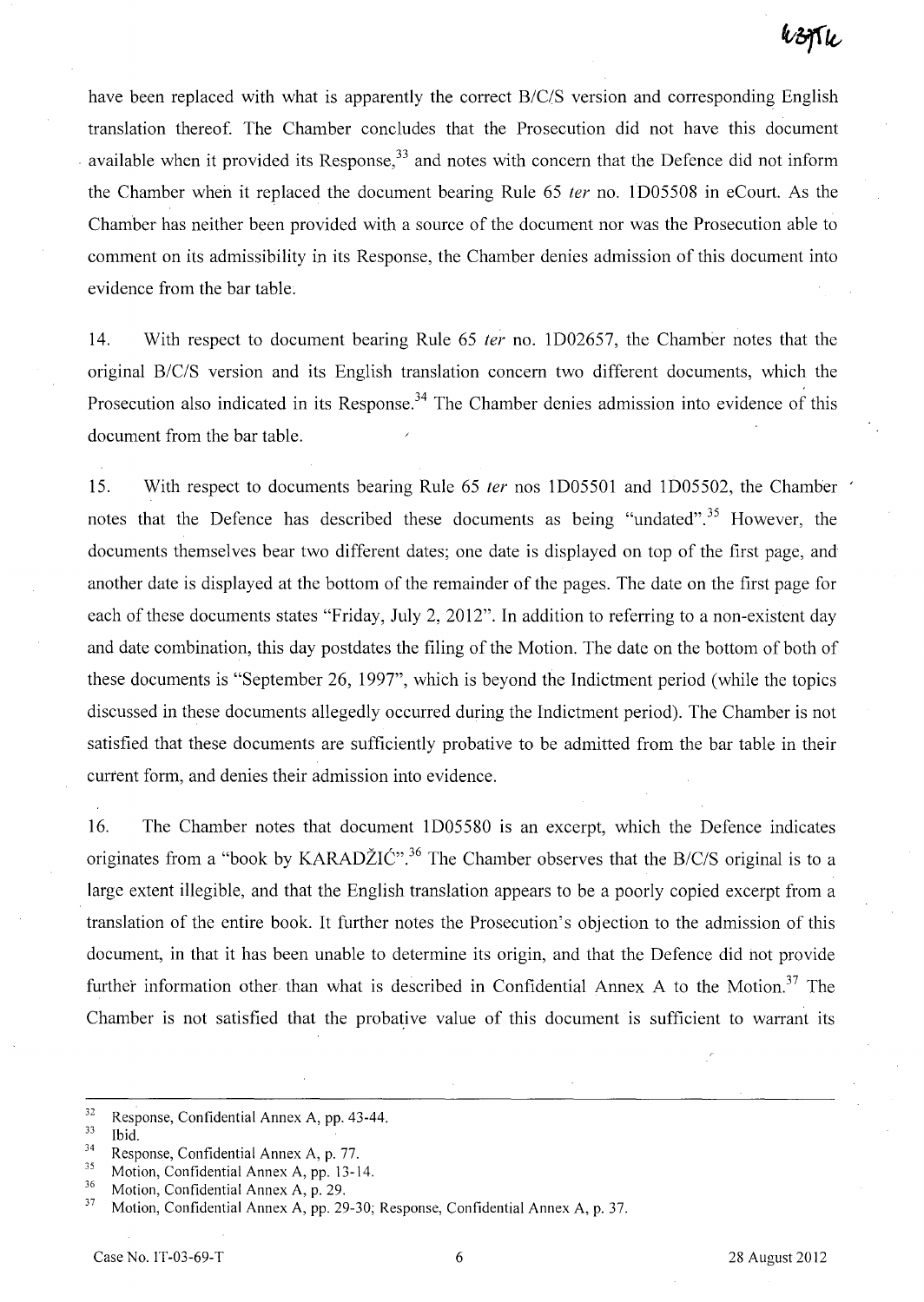have been replaced with what is apparently the correct B/C/S version and corresponding English translation thereof. The Chamber concludes that the Prosecution did not have this document available when it provided its Response,[33] and notes with concern that the Defence did not inform the Chamber when it replaced the document bearing Rule 65 *ter* no. 1D05508 in eCourt. As the Chamber has neither been provided with a source of the document nor was the Prosecution able to comment on its admissibility in its Response, the Chamber denies admission of this document into evidence from the bar table.

14. With respect to document bearing Rule 65 *ter* no. 1D02657, the Chamber notes that the original B/C/S version and its English translation concern two different documents, which the Prosecution also indicated in its Response.[34] The Chamber denies admission into evidence of this document from the bar table.

15. With respect to documents bearing Rule 65 *ter* nos 1D05501 and 1D05502, the Chamber notes that the Defence has described these documents as being "undated".[35] However, the documents themselves bear two different dates; one date is displayed on top of the first page, and another date is displayed at the bottom of the remainder of the pages. The date on the first page for each of these documents states "Friday, July 2, 2012". In addition to referring to a non-existent day and date combination, this day postdates the filing of the Motion. The date on the bottom of both of these documents is "September 26, 1997", which is beyond the Indictment period (while the topics discussed in these documents allegedly occurred during the Indictment period). The Chamber is not satisfied that these documents are sufficiently probative to be admitted from the bar table in their current form, and denies their admission into evidence.

16. The Chamber notes that document 1D05580 is an excerpt, which the Defence indicates originates from a "book by KARADŽIĆ".[36] The Chamber observes that the B/C/S original is to a large extent illegible, and that the English translation appears to be a poorly copied excerpt from a translation of the entire book. It further notes the Prosecution's objection to the admission of this document, in that it has been unable to determine its origin, and that the Defence did not provide further information other than what is described in Confidential Annex A to the Motion.[37] The Chamber is not satisfied that the probative value of this document is sufficient to warrant its

---

[32] Response, Confidential Annex A, pp. 43-44.

[33] Ibid.

[34] Response, Confidential Annex A, p. 77.

[35] Motion, Confidential Annex A, pp. 13-14.

[36] Motion, Confidential Annex A, p. 29.

[37] Motion, Confidential Annex A, pp. 29-30; Response, Confidential Annex A, p. 37.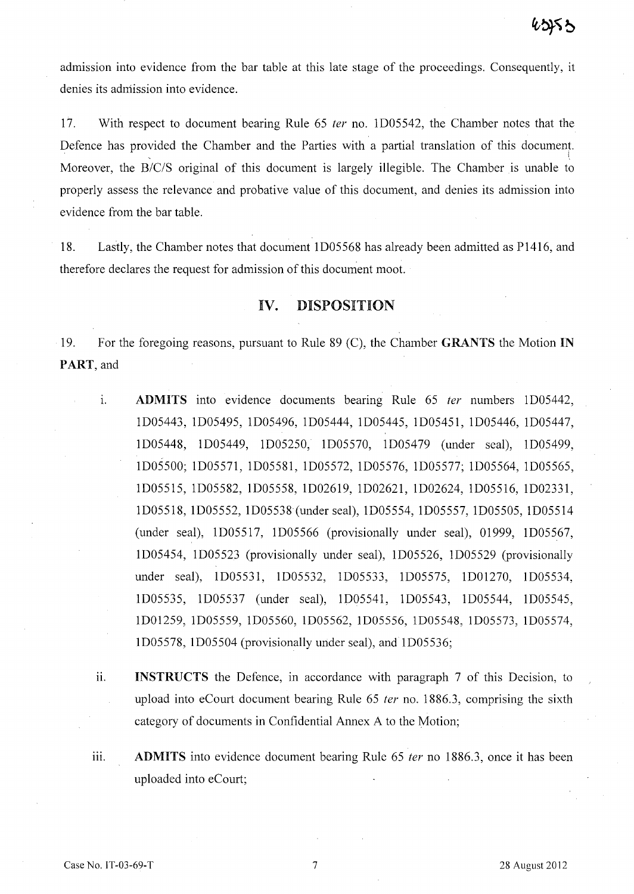admission into evidence from the bar table at this late stage of the proceedings. Consequently, it denies its admission into evidence.

17. With respect to document bearing Rule 65 *ter* no. 1D05542, the Chamber notes that the Defence has provided the Chamber and the Parties with a partial translation of this document. Moreover, the B/C/S original of this document is largely illegible. The Chamber is unable to properly assess the relevance and probative value of this document, and denies its admission into evidence from the bar table.

18. Lastly, the Chamber notes that document 1D05568 has already been admitted as P1416, and therefore declares the request for admission of this document moot.

## IV. DISPOSITION

19. For the foregoing reasons, pursuant to Rule 89 (C), the Chamber **GRANTS** the Motion **IN PART**, and

i. **ADMITS** into evidence documents bearing Rule 65 *ter* numbers 1D05442, 1D05443, 1D05495, 1D05496, 1D05444, 1D05445, 1D05451, 1D05446, 1D05447, 1D05448, 1D05449, 1D05250, 1D05570, 1D05479 (under seal), 1D05499, 1D05500; 1D05571, 1D05581, 1D05572, 1D05576, 1D05577; 1D05564, 1D05565, 1D05515, 1D05582, 1D05558, 1D02619, 1D02621, 1D02624, 1D05516, 1D02331, 1D05518, 1D05552, 1D05538 (under seal), 1D05554, 1D05557, 1D05505, 1D05514 (under seal), 1D05517, 1D05566 (provisionally under seal), 01999, 1D05567, 1D05454, 1D05523 (provisionally under seal), 1D05526, 1D05529 (provisionally under seal), 1D05531, 1D05532, 1D05533, 1D05575, 1D01270, 1D05534, 1D05535, 1D05537 (under seal), 1D05541, 1D05543, 1D05544, 1D05545, 1D01259, 1D05559, 1D05560, 1D05562, 1D05556, 1D05548, 1D05573, 1D05574, 1D05578, 1D05504 (provisionally under seal), and 1D05536;

ii. **INSTRUCTS** the Defence, in accordance with paragraph 7 of this Decision, to upload into eCourt document bearing Rule 65 *ter* no. 1886.3, comprising the sixth category of documents in Confidential Annex A to the Motion;

iii. **ADMITS** into evidence document bearing Rule 65 *ter* no 1886.3, once it has been uploaded into eCourt;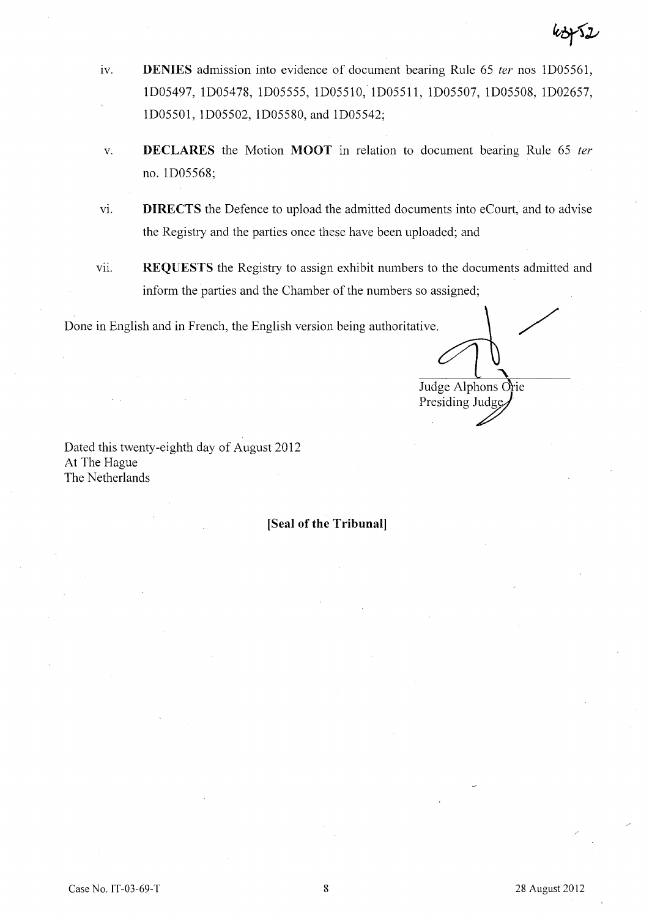iv. **DENIES** admission into evidence of document bearing Rule 65 *ter* nos 1D05561, 1D05497, 1D05478, 1D05555, 1D05510, 1D05511, 1D05507, 1D05508, 1D02657, 1D05501, 1D05502, 1D05580, and 1D05542;

v. **DECLARES** the Motion **MOOT** in relation to document bearing Rule 65 *ter* no. 1D05568;

vi. **DIRECTS** the Defence to upload the admitted documents into eCourt, and to advise the Registry and the parties once these have been uploaded; and

vii. **REQUESTS** the Registry to assign exhibit numbers to the documents admitted and inform the parties and the Chamber of the numbers so assigned;

Done in English and in French, the English version being authoritative.

Judge Alphons Orie
Presiding Judge

Dated this twenty-eighth day of August 2012
At The Hague
The Netherlands

**[Seal of the Tribunal]**